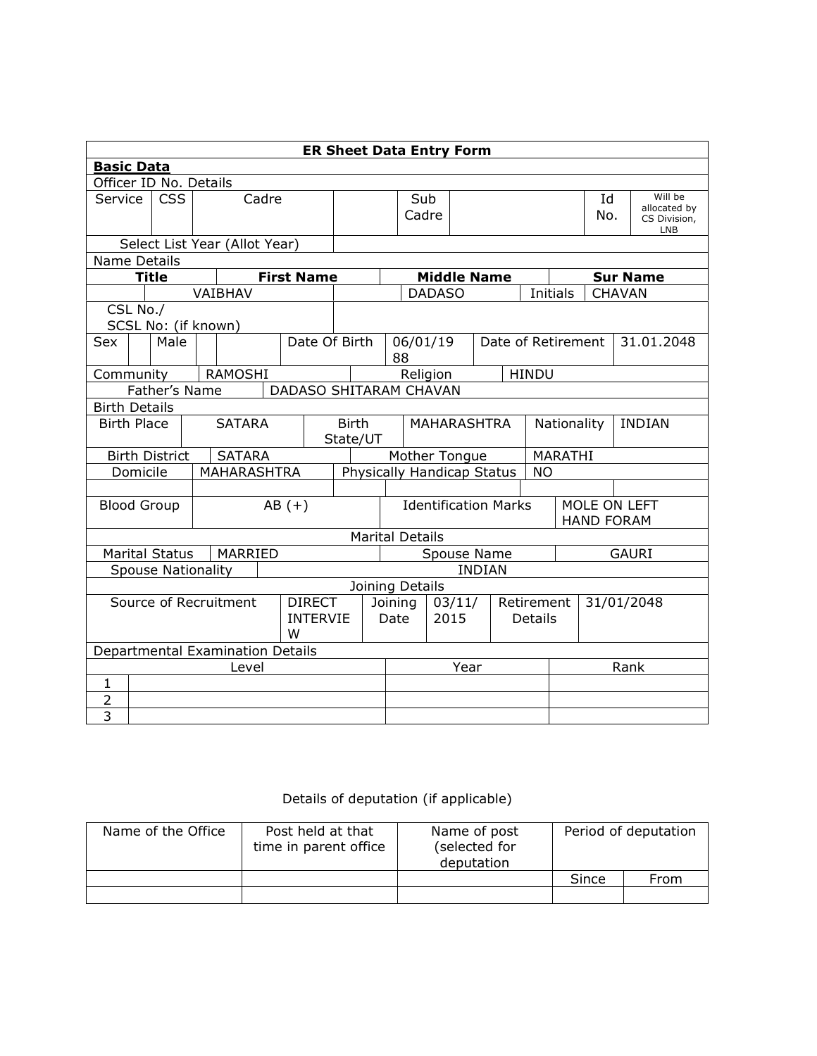# ER Sheet Data Entry Form

| **Basic Data** | | | | | | | | |
|---|---|---|---|---|---|---|---|---|
| Officer ID No. Details | | | | | | | | |
| Service | CSS | Cadre | | Sub Cadre | | Id No. | Will be allocated by CS Division, LNB | |
| Select List Year (Allot Year) | | | | | | | | |
| Name Details | | | | | | | | |
| **Title** | | **First Name** | | **Middle Name** | | | **Sur Name** | |
| | | VAIBHAV | | DADASO | | Initials | CHAVAN | |
| CSL No./ SCSL No: (if known) | | | | | | | | |
| Sex | Male | | Date Of Birth | 06/01/1988 | Date of Retirement | | 31.01.2048 | |
| Community | RAMOSHI | | Religion | | HINDU | | | |
| Father's Name | DADASO SHITARAM CHAVAN | | | | | | | |
| Birth Details | | | | | | | | |
| Birth Place | SATARA | Birth State/UT | MAHARASHTRA | | Nationality | | INDIAN | |
| Birth District | SATARA | | Mother Tongue | | MARATHI | | | |
| Domicile | MAHARASHTRA | | Physically Handicap Status | | NO | | | |
| Blood Group | AB (+) | | Identification Marks | | MOLE ON LEFT HAND FORAM | | | |
| Marital Details | | | | | | | | |
| Marital Status | MARRIED | | Spouse Name | | GAURI | | | |
| Spouse Nationality | INDIAN | | | | | | | |
| Joining Details | | | | | | | | |
| Source of Recruitment | DIRECT INTERVIEW | Joining Date | 03/11/2015 | Retirement Details | 31/01/2048 | | | |

Departmental Examination Details

| | Level | Year | Rank |
|---|---|---|---|
| 1 | | | |
| 2 | | | |
| 3 | | | |

Details of deputation (if applicable)

| Name of the Office | Post held at that time in parent office | Name of post (selected for deputation | Period of deputation | |
|---|---|---|---|---|
| | | | Since | From |
| | | | | |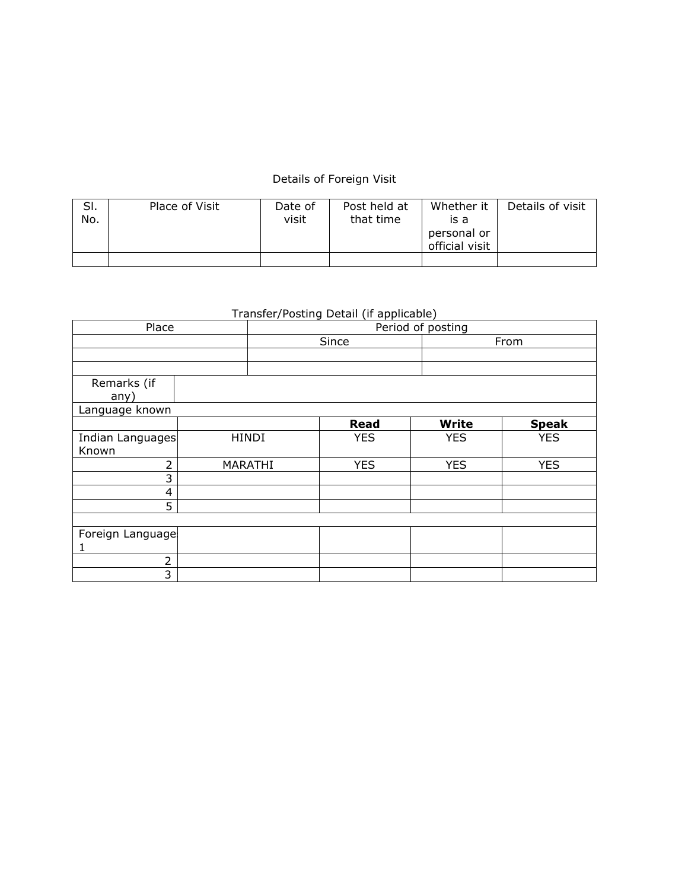Details of Foreign Visit

| Sl. No. | Place of Visit | Date of visit | Post held at that time | Whether it is a personal or official visit | Details of visit |
|---|---|---|---|---|---|
| | | | | | |

Transfer/Posting Detail (if applicable)

| Place | Period of posting | |
|---|---|---|
| | Since | From |
| | | |
| | | |

| Remarks (if any) | |
|---|---|

Language known

| | | Read | Write | Speak |
|---|---|---|---|---|
| Indian Languages Known | HINDI | YES | YES | YES |
| 2 | MARATHI | YES | YES | YES |
| 3 | | | | |
| 4 | | | | |
| 5 | | | | |
| | | | | |
| Foreign Languages 1 | | | | |
| 2 | | | | |
| 3 | | | | |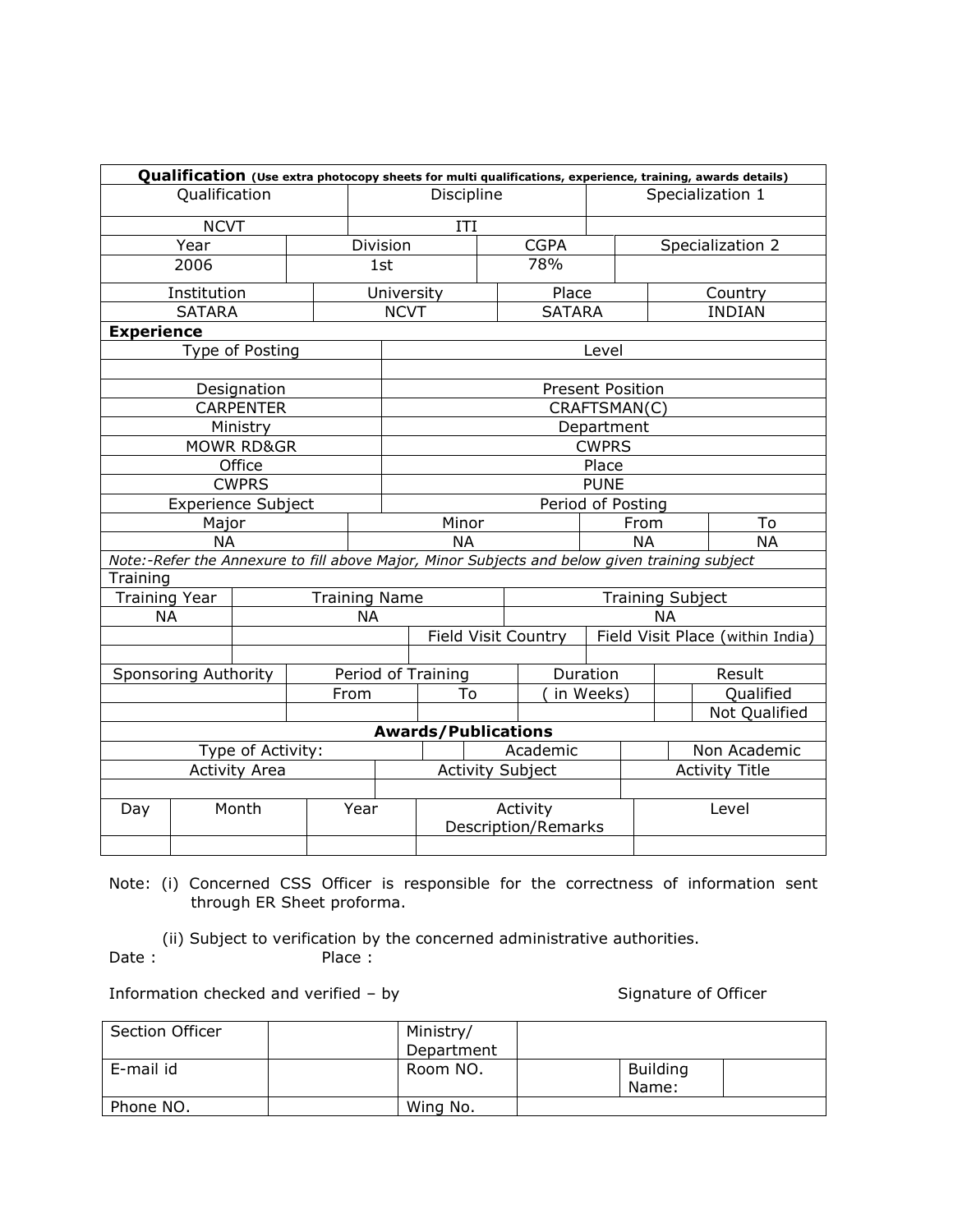**Qualification** (Use extra photocopy sheets for multi qualifications, experience, training, awards details)

| Qualification | Discipline | Specialization 1 |
|---|---|---|
| NCVT | ITI | |

| Year | Division | CGPA | Specialization 2 |
|---|---|---|---|
| 2006 | 1st | 78% | |

| Institution | University | Place | Country |
|---|---|---|---|
| SATARA | NCVT | SATARA | INDIAN |

**Experience**

| Type of Posting | Level |
|---|---|
| | |
| Designation | Present Position |
| CARPENTER | CRAFTSMAN(C) |
| Ministry | Department |
| MOWR RD&GR | CWPRS |
| Office | Place |
| CWPRS | PUNE |
| Experience Subject | Period of Posting |

| Major | Minor | From | To |
|---|---|---|---|
| NA | NA | NA | NA |

*Note:-Refer the Annexure to fill above Major, Minor Subjects and below given training subject*

Training

| Training Year | Training Name | | Training Subject |
|---|---|---|---|
| NA | NA | | NA |
| | | Field Visit Country | Field Visit Place (within India) |
| | | | |

| Sponsoring Authority | Period of Training | | Duration | | Result |
|---|---|---|---|---|---|
| | From | To | ( in Weeks) | | Qualified |
| | | | | | Not Qualified |

**Awards/Publications**

| Type of Activity: | | Academic | | Non Academic |
|---|---|---|---|---|
| Activity Area | | Activity Subject | | Activity Title |
| | | | | |

| Day | Month | Year | Activity Description/Remarks | Level |
|---|---|---|---|---|
| | | | | |

Note: (i) Concerned CSS Officer is responsible for the correctness of information sent through ER Sheet proforma.

(ii) Subject to verification by the concerned administrative authorities.

Date : Place :

Information checked and verified – by Signature of Officer

| Section Officer | | Ministry/ Department | | | |
|---|---|---|---|---|---|
| E-mail id | | Room NO. | | Building Name: | |
| Phone NO. | | Wing No. | | | |